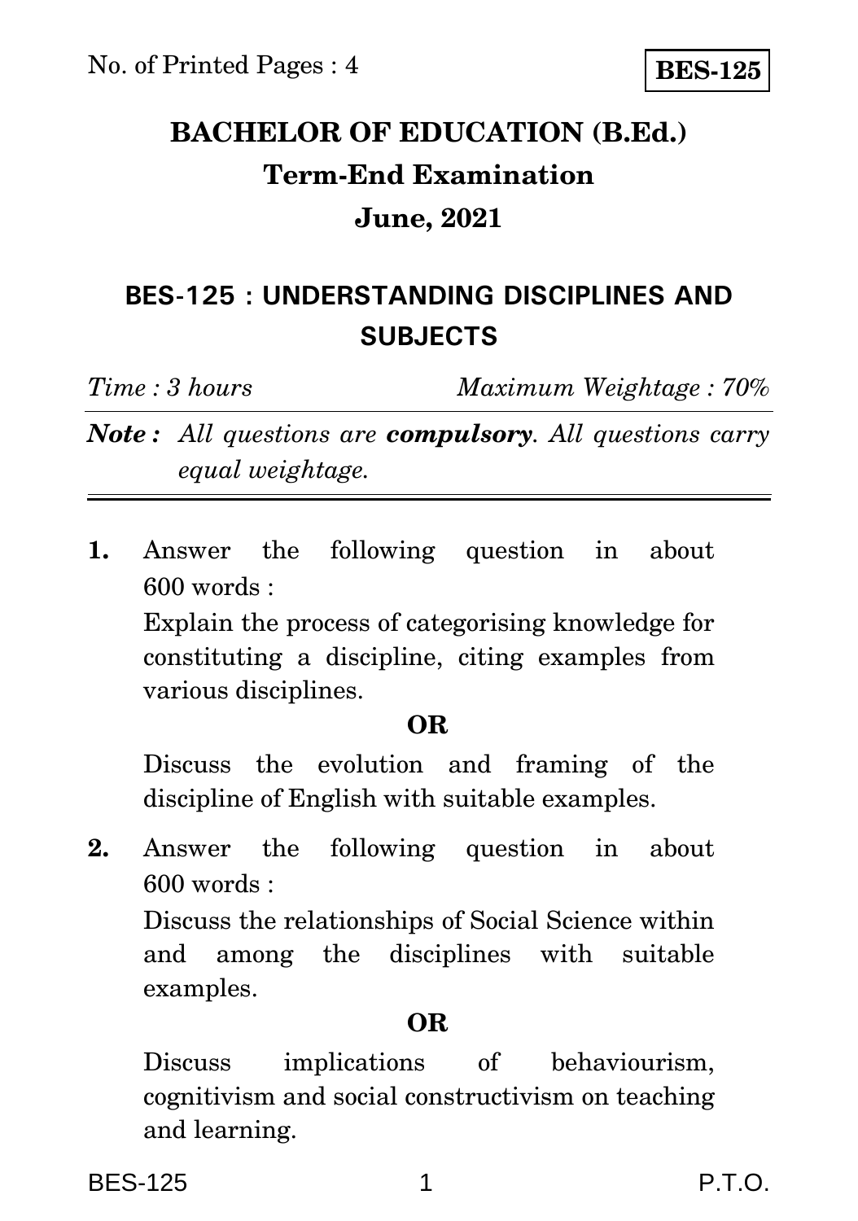No. of Printed Pages : 4

**BES-125**

# BACHELOR OF EDUCATION (B.Ed.)

## Term-End Examination

## June, 2021

## BES-125 : UNDERSTANDING DISCIPLINES AND SUBJECTS

*Time : 3 hours* *Maximum Weightage : 70%*

***Note :*** *All questions are **compulsory**. All questions carry equal weightage.*

---

**1.** Answer the following question in about 600 words :

Explain the process of categorising knowledge for constituting a discipline, citing examples from various disciplines.

**OR**

Discuss the evolution and framing of the discipline of English with suitable examples.

**2.** Answer the following question in about 600 words :

Discuss the relationships of Social Science within and among the disciplines with suitable examples.

**OR**

Discuss implications of behaviourism, cognitivism and social constructivism on teaching and learning.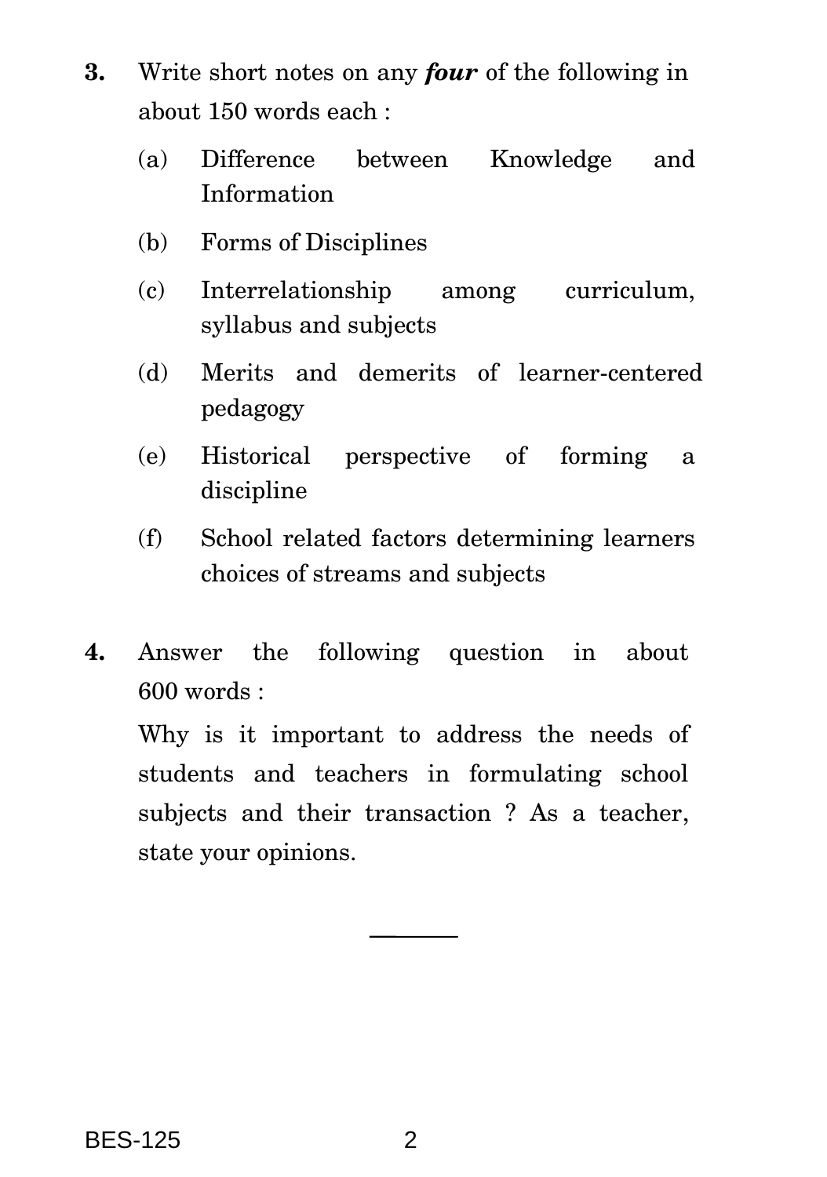**3.** Write short notes on any ***four*** of the following in about 150 words each :

(a) Difference between Knowledge and Information

(b) Forms of Disciplines

(c) Interrelationship among curriculum, syllabus and subjects

(d) Merits and demerits of learner-centered pedagogy

(e) Historical perspective of forming a discipline

(f) School related factors determining learners choices of streams and subjects

**4.** Answer the following question in about 600 words :

Why is it important to address the needs of students and teachers in formulating school subjects and their transaction ? As a teacher, state your opinions.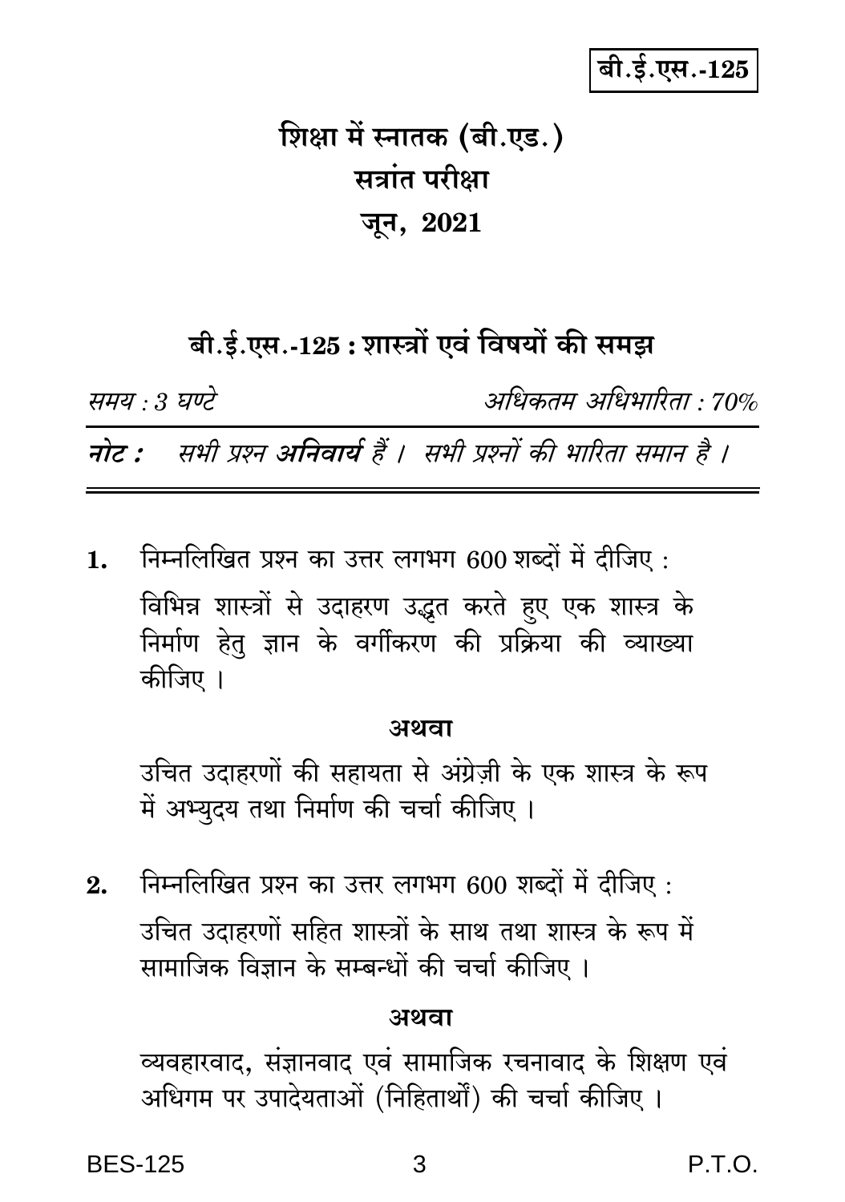बी.ई.एस.-125

# शिक्षा में स्नातक (बी.एड.)

## सत्रांत परीक्षा

## जून, 2021

### बी.ई.एस.-125 : शास्त्रों एवं विषयों की समझ

*समय : 3 घण्टे* *अधिकतम अधिभारिता : 70%*

***नोट :*** *सभी प्रश्न **अनिवार्य** हैं । सभी प्रश्नों की भारिता समान है ।*

---

**1.** निम्नलिखित प्रश्न का उत्तर लगभग 600 शब्दों में दीजिए :

विभिन्न शास्त्रों से उदाहरण उद्धृत करते हुए एक शास्त्र के निर्माण हेतु ज्ञान के वर्गीकरण की प्रक्रिया की व्याख्या कीजिए ।

**अथवा**

उचित उदाहरणों की सहायता से अंग्रेज़ी के एक शास्त्र के रूप में अभ्युदय तथा निर्माण की चर्चा कीजिए ।

**2.** निम्नलिखित प्रश्न का उत्तर लगभग 600 शब्दों में दीजिए :

उचित उदाहरणों सहित शास्त्रों के साथ तथा शास्त्र के रूप में सामाजिक विज्ञान के सम्बन्धों की चर्चा कीजिए ।

**अथवा**

व्यवहारवाद, संज्ञानवाद एवं सामाजिक रचनावाद के शिक्षण एवं अधिगम पर उपादेयताओं (निहितार्थों) की चर्चा कीजिए ।

BES-125 P.T.O.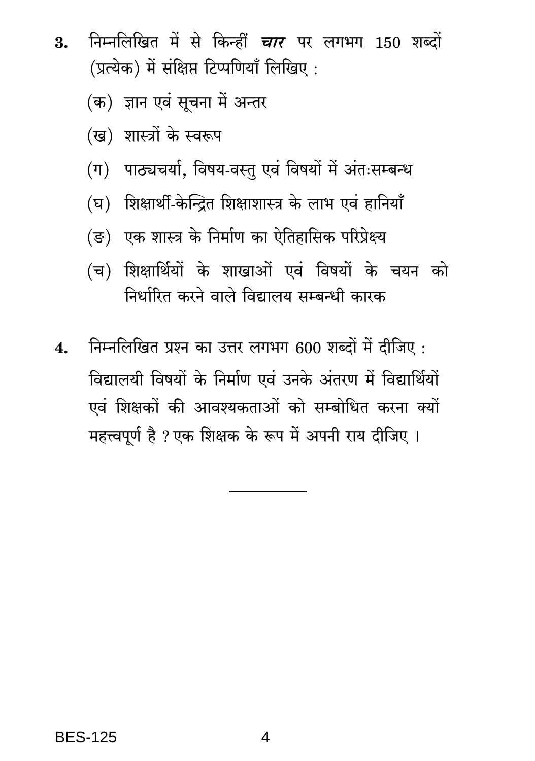**3.** निम्नलिखित में से किन्हीं ***चार*** पर लगभग 150 शब्दों (प्रत्येक) में संक्षिप्त टिप्पणियाँ लिखिए :

(क) ज्ञान एवं सूचना में अन्तर

(ख) शास्त्रों के स्वरूप

(ग) पाठ्यचर्या, विषय-वस्तु एवं विषयों में अंतःसम्बन्ध

(घ) शिक्षार्थी-केन्द्रित शिक्षाशास्त्र के लाभ एवं हानियाँ

(ङ) एक शास्त्र के निर्माण का ऐतिहासिक परिप्रेक्ष्य

(च) शिक्षार्थियों के शाखाओं एवं विषयों के चयन को निर्धारित करने वाले विद्यालय सम्बन्धी कारक

**4.** निम्नलिखित प्रश्न का उत्तर लगभग 600 शब्दों में दीजिए :

विद्यालयी विषयों के निर्माण एवं उनके अंतरण में विद्यार्थियों एवं शिक्षकों की आवश्यकताओं को सम्बोधित करना क्यों महत्त्वपूर्ण है ? एक शिक्षक के रूप में अपनी राय दीजिए ।

---